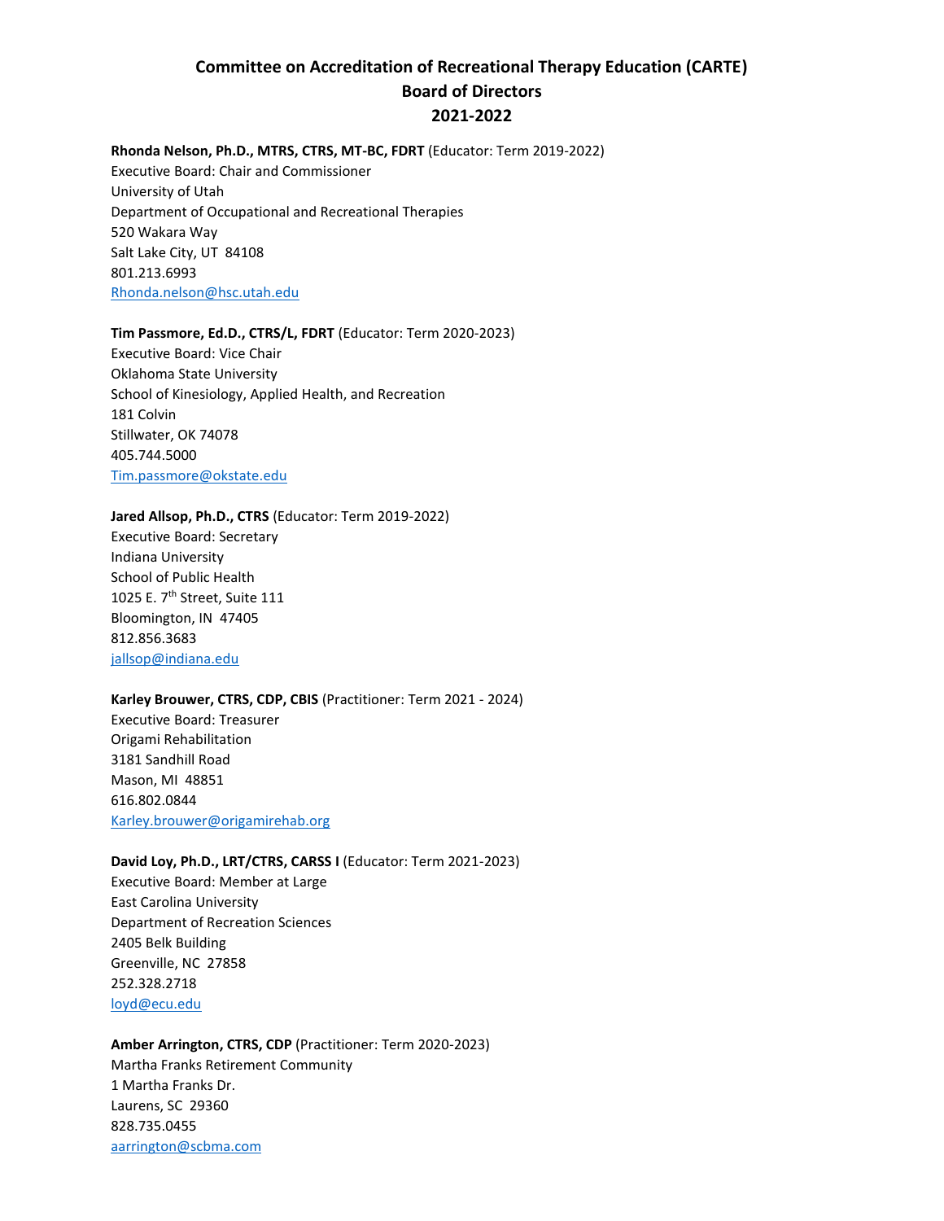# Committee on Accreditation of Recreational Therapy Education (CARTE)
# Board of Directors
# 2021-2022

**Rhonda Nelson, Ph.D., MTRS, CTRS, MT-BC, FDRT** (Educator: Term 2019-2022)
Executive Board: Chair and Commissioner
University of Utah
Department of Occupational and Recreational Therapies
520 Wakara Way
Salt Lake City, UT 84108
801.213.6993
Rhonda.nelson@hsc.utah.edu

**Tim Passmore, Ed.D., CTRS/L, FDRT** (Educator: Term 2020-2023)
Executive Board: Vice Chair
Oklahoma State University
School of Kinesiology, Applied Health, and Recreation
181 Colvin
Stillwater, OK 74078
405.744.5000
Tim.passmore@okstate.edu

**Jared Allsop, Ph.D., CTRS** (Educator: Term 2019-2022)
Executive Board: Secretary
Indiana University
School of Public Health
1025 E. 7th Street, Suite 111
Bloomington, IN 47405
812.856.3683
jallsop@indiana.edu

**Karley Brouwer, CTRS, CDP, CBIS** (Practitioner: Term 2021 - 2024)
Executive Board: Treasurer
Origami Rehabilitation
3181 Sandhill Road
Mason, MI 48851
616.802.0844
Karley.brouwer@origamirehab.org

**David Loy, Ph.D., LRT/CTRS, CARSS I** (Educator: Term 2021-2023)
Executive Board: Member at Large
East Carolina University
Department of Recreation Sciences
2405 Belk Building
Greenville, NC 27858
252.328.2718
loyd@ecu.edu

**Amber Arrington, CTRS, CDP** (Practitioner: Term 2020-2023)
Martha Franks Retirement Community
1 Martha Franks Dr.
Laurens, SC 29360
828.735.0455
aarrington@scbma.com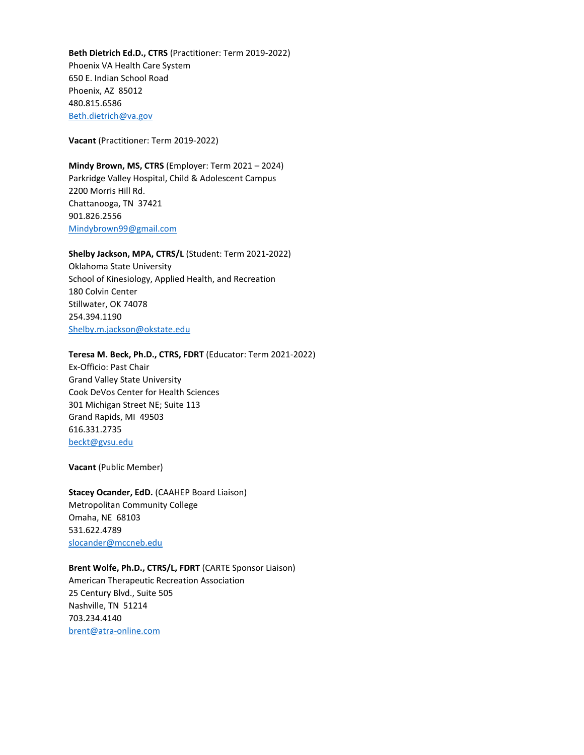**Beth Dietrich Ed.D., CTRS** (Practitioner: Term 2019-2022)
Phoenix VA Health Care System
650 E. Indian School Road
Phoenix, AZ 85012
480.815.6586
Beth.dietrich@va.gov

**Vacant** (Practitioner: Term 2019-2022)

**Mindy Brown, MS, CTRS** (Employer: Term 2021 – 2024)
Parkridge Valley Hospital, Child & Adolescent Campus
2200 Morris Hill Rd.
Chattanooga, TN 37421
901.826.2556
Mindybrown99@gmail.com

**Shelby Jackson, MPA, CTRS/L** (Student: Term 2021-2022)
Oklahoma State University
School of Kinesiology, Applied Health, and Recreation
180 Colvin Center
Stillwater, OK 74078
254.394.1190
Shelby.m.jackson@okstate.edu

**Teresa M. Beck, Ph.D., CTRS, FDRT** (Educator: Term 2021-2022)
Ex-Officio: Past Chair
Grand Valley State University
Cook DeVos Center for Health Sciences
301 Michigan Street NE; Suite 113
Grand Rapids, MI 49503
616.331.2735
beckt@gvsu.edu

**Vacant** (Public Member)

**Stacey Ocander, EdD.** (CAAHEP Board Liaison)
Metropolitan Community College
Omaha, NE 68103
531.622.4789
slocander@mccneb.edu

**Brent Wolfe, Ph.D., CTRS/L, FDRT** (CARTE Sponsor Liaison)
American Therapeutic Recreation Association
25 Century Blvd., Suite 505
Nashville, TN 51214
703.234.4140
brent@atra-online.com